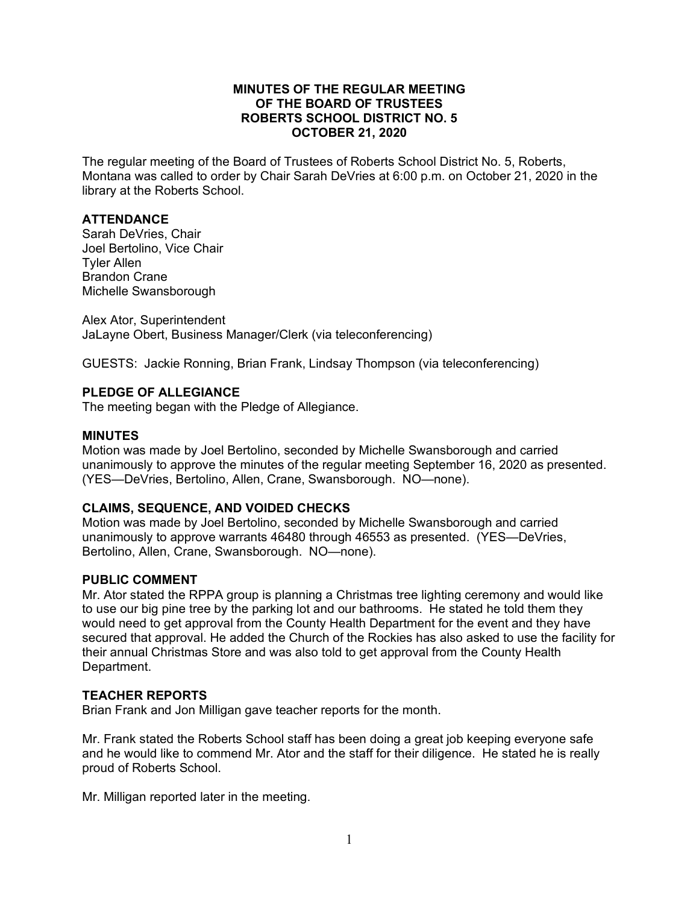# MINUTES OF THE REGULAR MEETING
# OF THE BOARD OF TRUSTEES
# ROBERTS SCHOOL DISTRICT NO. 5
# OCTOBER 21, 2020

The regular meeting of the Board of Trustees of Roberts School District No. 5, Roberts, Montana was called to order by Chair Sarah DeVries at 6:00 p.m. on October 21, 2020 in the library at the Roberts School.

## ATTENDANCE

Sarah DeVries, Chair
Joel Bertolino, Vice Chair
Tyler Allen
Brandon Crane
Michelle Swansborough

Alex Ator, Superintendent
JaLayne Obert, Business Manager/Clerk (via teleconferencing)

GUESTS: Jackie Ronning, Brian Frank, Lindsay Thompson (via teleconferencing)

## PLEDGE OF ALLEGIANCE

The meeting began with the Pledge of Allegiance.

## MINUTES

Motion was made by Joel Bertolino, seconded by Michelle Swansborough and carried unanimously to approve the minutes of the regular meeting September 16, 2020 as presented. (YES—DeVries, Bertolino, Allen, Crane, Swansborough. NO—none).

## CLAIMS, SEQUENCE, AND VOIDED CHECKS

Motion was made by Joel Bertolino, seconded by Michelle Swansborough and carried unanimously to approve warrants 46480 through 46553 as presented. (YES—DeVries, Bertolino, Allen, Crane, Swansborough. NO—none).

## PUBLIC COMMENT

Mr. Ator stated the RPPA group is planning a Christmas tree lighting ceremony and would like to use our big pine tree by the parking lot and our bathrooms. He stated he told them they would need to get approval from the County Health Department for the event and they have secured that approval. He added the Church of the Rockies has also asked to use the facility for their annual Christmas Store and was also told to get approval from the County Health Department.

## TEACHER REPORTS

Brian Frank and Jon Milligan gave teacher reports for the month.

Mr. Frank stated the Roberts School staff has been doing a great job keeping everyone safe and he would like to commend Mr. Ator and the staff for their diligence. He stated he is really proud of Roberts School.

Mr. Milligan reported later in the meeting.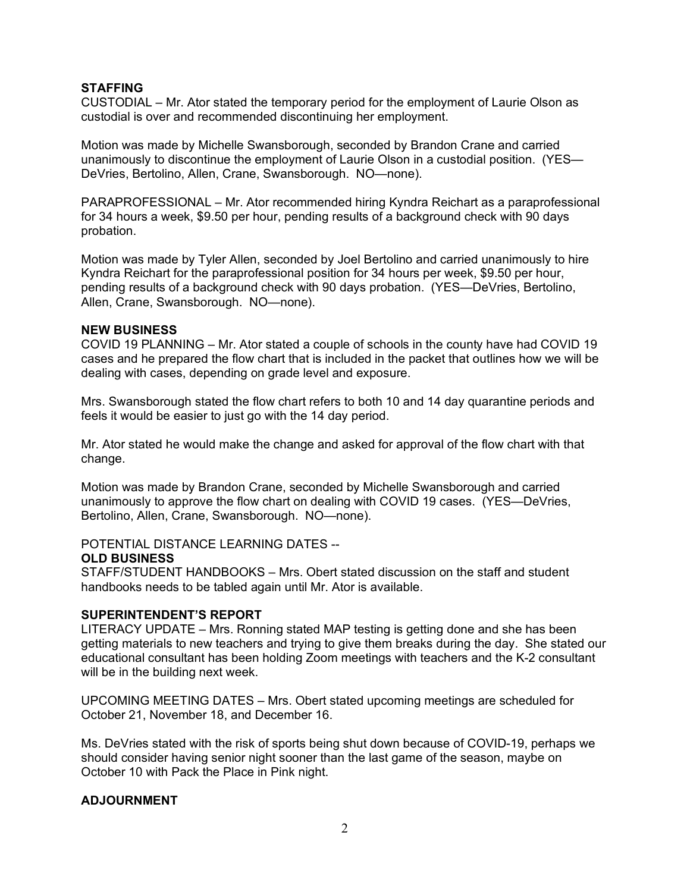## STAFFING

CUSTODIAL – Mr. Ator stated the temporary period for the employment of Laurie Olson as custodial is over and recommended discontinuing her employment.

Motion was made by Michelle Swansborough, seconded by Brandon Crane and carried unanimously to discontinue the employment of Laurie Olson in a custodial position. (YES—DeVries, Bertolino, Allen, Crane, Swansborough. NO—none).

PARAPROFESSIONAL – Mr. Ator recommended hiring Kyndra Reichart as a paraprofessional for 34 hours a week, $9.50 per hour, pending results of a background check with 90 days probation.

Motion was made by Tyler Allen, seconded by Joel Bertolino and carried unanimously to hire Kyndra Reichart for the paraprofessional position for 34 hours per week, $9.50 per hour, pending results of a background check with 90 days probation. (YES—DeVries, Bertolino, Allen, Crane, Swansborough. NO—none).

## NEW BUSINESS

COVID 19 PLANNING – Mr. Ator stated a couple of schools in the county have had COVID 19 cases and he prepared the flow chart that is included in the packet that outlines how we will be dealing with cases, depending on grade level and exposure.

Mrs. Swansborough stated the flow chart refers to both 10 and 14 day quarantine periods and feels it would be easier to just go with the 14 day period.

Mr. Ator stated he would make the change and asked for approval of the flow chart with that change.

Motion was made by Brandon Crane, seconded by Michelle Swansborough and carried unanimously to approve the flow chart on dealing with COVID 19 cases. (YES—DeVries, Bertolino, Allen, Crane, Swansborough. NO—none).

POTENTIAL DISTANCE LEARNING DATES --

## OLD BUSINESS

STAFF/STUDENT HANDBOOKS – Mrs. Obert stated discussion on the staff and student handbooks needs to be tabled again until Mr. Ator is available.

## SUPERINTENDENT'S REPORT

LITERACY UPDATE – Mrs. Ronning stated MAP testing is getting done and she has been getting materials to new teachers and trying to give them breaks during the day. She stated our educational consultant has been holding Zoom meetings with teachers and the K-2 consultant will be in the building next week.

UPCOMING MEETING DATES – Mrs. Obert stated upcoming meetings are scheduled for October 21, November 18, and December 16.

Ms. DeVries stated with the risk of sports being shut down because of COVID-19, perhaps we should consider having senior night sooner than the last game of the season, maybe on October 10 with Pack the Place in Pink night.

## ADJOURNMENT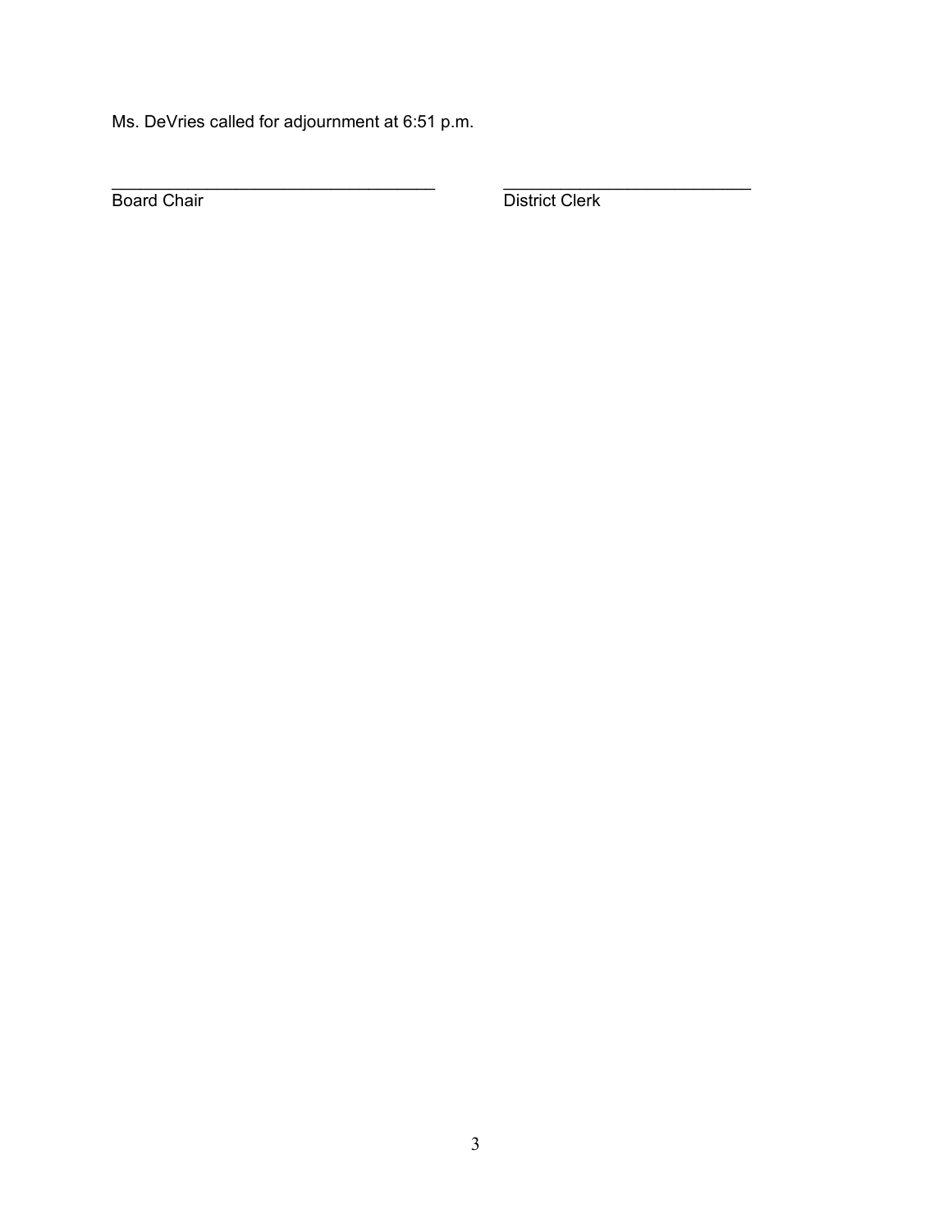Ms. DeVries called for adjournment at 6:51 p.m.

\_\_\_\_\_\_\_\_\_\_\_\_\_\_\_\_\_\_\_\_\_\_\_\_\_\_\_\_\_\_\_\_\_\_\_ \_\_\_\_\_\_\_\_\_\_\_\_\_\_\_\_\_\_\_\_\_\_\_\_\_\_\_

Board Chair District Clerk